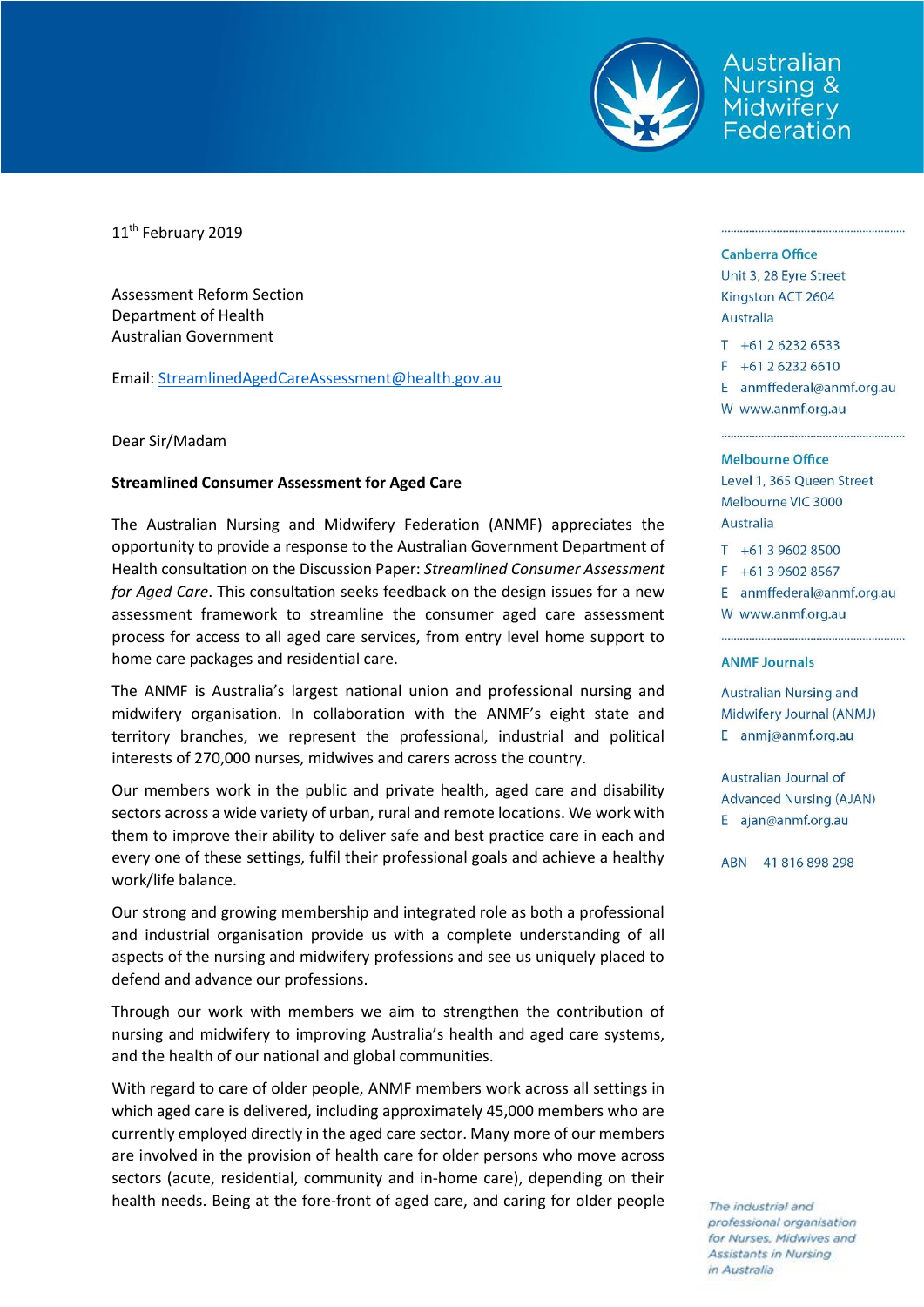Australian Nursing & Midwifery Federation

11th February 2019

Assessment Reform Section
Department of Health
Australian Government

Email: StreamlinedAgedCareAssessment@health.gov.au

Dear Sir/Madam

**Streamlined Consumer Assessment for Aged Care**

The Australian Nursing and Midwifery Federation (ANMF) appreciates the opportunity to provide a response to the Australian Government Department of Health consultation on the Discussion Paper: *Streamlined Consumer Assessment for Aged Care*. This consultation seeks feedback on the design issues for a new assessment framework to streamline the consumer aged care assessment process for access to all aged care services, from entry level home support to home care packages and residential care.

The ANMF is Australia's largest national union and professional nursing and midwifery organisation. In collaboration with the ANMF's eight state and territory branches, we represent the professional, industrial and political interests of 270,000 nurses, midwives and carers across the country.

Our members work in the public and private health, aged care and disability sectors across a wide variety of urban, rural and remote locations. We work with them to improve their ability to deliver safe and best practice care in each and every one of these settings, fulfil their professional goals and achieve a healthy work/life balance.

Our strong and growing membership and integrated role as both a professional and industrial organisation provide us with a complete understanding of all aspects of the nursing and midwifery professions and see us uniquely placed to defend and advance our professions.

Through our work with members we aim to strengthen the contribution of nursing and midwifery to improving Australia's health and aged care systems, and the health of our national and global communities.

With regard to care of older people, ANMF members work across all settings in which aged care is delivered, including approximately 45,000 members who are currently employed directly in the aged care sector. Many more of our members are involved in the provision of health care for older persons who move across sectors (acute, residential, community and in-home care), depending on their health needs. Being at the fore-front of aged care, and caring for older people

**Canberra Office**
Unit 3, 28 Eyre Street
Kingston ACT 2604
Australia
T +61 2 6232 6533
F +61 2 6232 6610
E anmffederal@anmf.org.au
W www.anmf.org.au

**Melbourne Office**
Level 1, 365 Queen Street
Melbourne VIC 3000
Australia
T +61 3 9602 8500
F +61 3 9602 8567
E anmffederal@anmf.org.au
W www.anmf.org.au

**ANMF Journals**

Australian Nursing and Midwifery Journal (ANMJ)
E anmj@anmf.org.au

Australian Journal of Advanced Nursing (AJAN)
E ajan@anmf.org.au

ABN 41 816 898 298

*The industrial and professional organisation for Nurses, Midwives and Assistants in Nursing in Australia*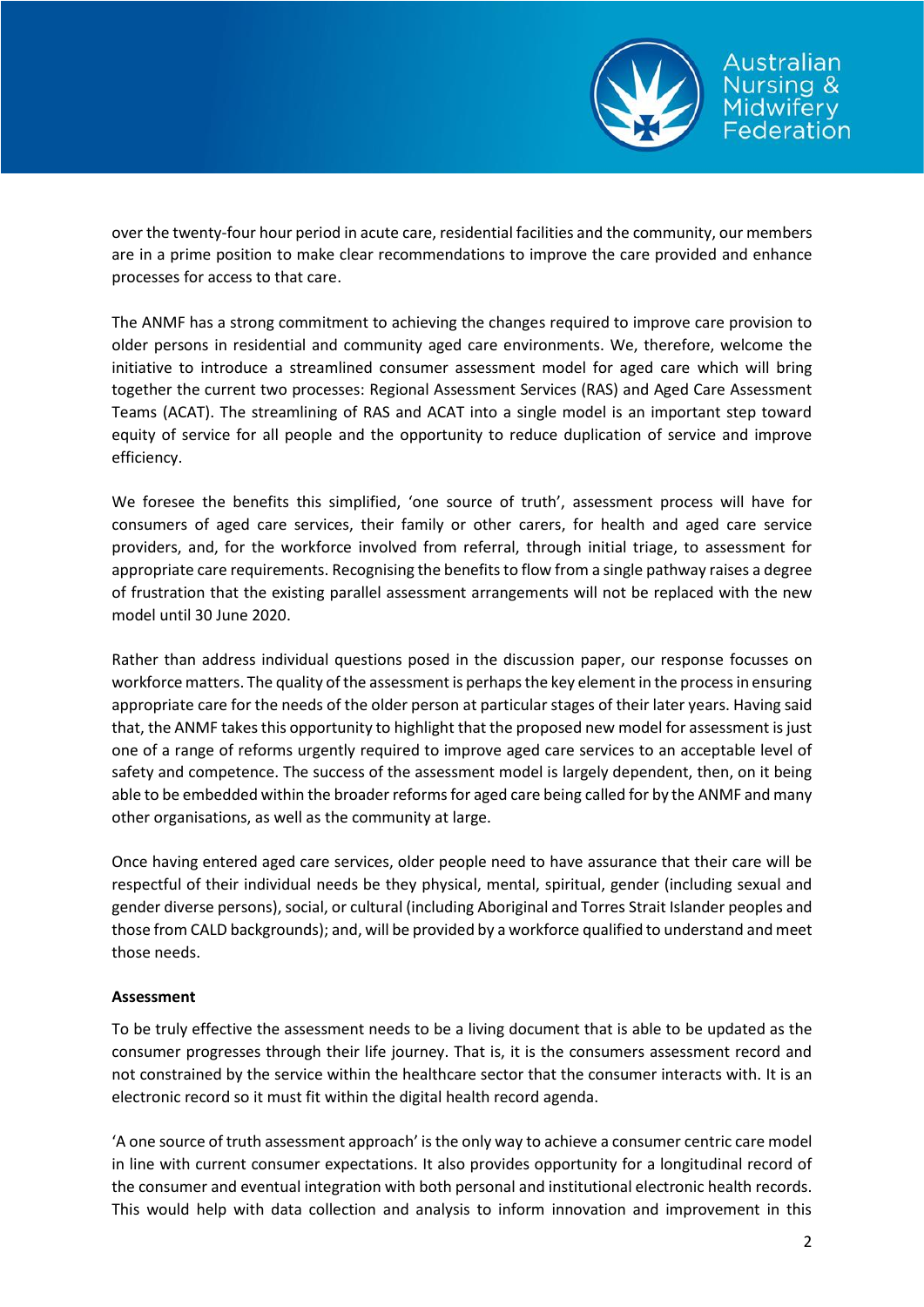over the twenty-four hour period in acute care, residential facilities and the community, our members are in a prime position to make clear recommendations to improve the care provided and enhance processes for access to that care.

The ANMF has a strong commitment to achieving the changes required to improve care provision to older persons in residential and community aged care environments. We, therefore, welcome the initiative to introduce a streamlined consumer assessment model for aged care which will bring together the current two processes: Regional Assessment Services (RAS) and Aged Care Assessment Teams (ACAT). The streamlining of RAS and ACAT into a single model is an important step toward equity of service for all people and the opportunity to reduce duplication of service and improve efficiency.

We foresee the benefits this simplified, 'one source of truth', assessment process will have for consumers of aged care services, their family or other carers, for health and aged care service providers, and, for the workforce involved from referral, through initial triage, to assessment for appropriate care requirements. Recognising the benefits to flow from a single pathway raises a degree of frustration that the existing parallel assessment arrangements will not be replaced with the new model until 30 June 2020.

Rather than address individual questions posed in the discussion paper, our response focusses on workforce matters. The quality of the assessment is perhaps the key element in the process in ensuring appropriate care for the needs of the older person at particular stages of their later years. Having said that, the ANMF takes this opportunity to highlight that the proposed new model for assessment is just one of a range of reforms urgently required to improve aged care services to an acceptable level of safety and competence. The success of the assessment model is largely dependent, then, on it being able to be embedded within the broader reforms for aged care being called for by the ANMF and many other organisations, as well as the community at large.

Once having entered aged care services, older people need to have assurance that their care will be respectful of their individual needs be they physical, mental, spiritual, gender (including sexual and gender diverse persons), social, or cultural (including Aboriginal and Torres Strait Islander peoples and those from CALD backgrounds); and, will be provided by a workforce qualified to understand and meet those needs.

**Assessment**

To be truly effective the assessment needs to be a living document that is able to be updated as the consumer progresses through their life journey. That is, it is the consumers assessment record and not constrained by the service within the healthcare sector that the consumer interacts with. It is an electronic record so it must fit within the digital health record agenda.

'A one source of truth assessment approach' is the only way to achieve a consumer centric care model in line with current consumer expectations. It also provides opportunity for a longitudinal record of the consumer and eventual integration with both personal and institutional electronic health records. This would help with data collection and analysis to inform innovation and improvement in this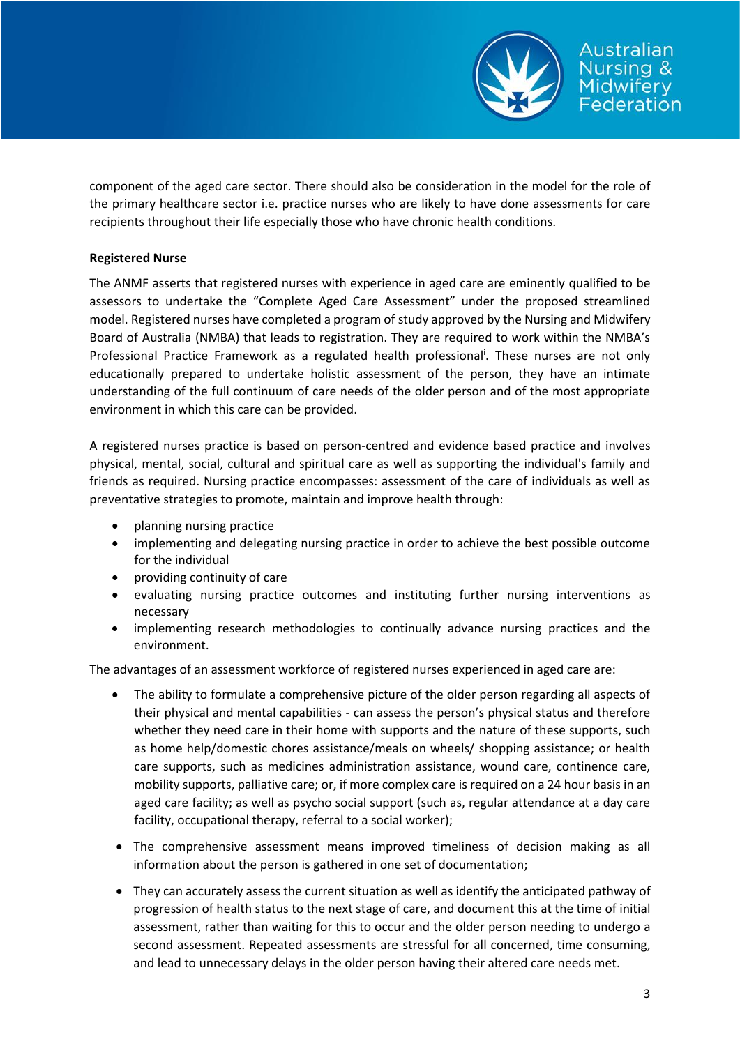component of the aged care sector. There should also be consideration in the model for the role of the primary healthcare sector i.e. practice nurses who are likely to have done assessments for care recipients throughout their life especially those who have chronic health conditions.

**Registered Nurse**

The ANMF asserts that registered nurses with experience in aged care are eminently qualified to be assessors to undertake the "Complete Aged Care Assessment" under the proposed streamlined model. Registered nurses have completed a program of study approved by the Nursing and Midwifery Board of Australia (NMBA) that leads to registration. They are required to work within the NMBA's Professional Practice Framework as a regulated health professional[i]. These nurses are not only educationally prepared to undertake holistic assessment of the person, they have an intimate understanding of the full continuum of care needs of the older person and of the most appropriate environment in which this care can be provided.

A registered nurses practice is based on person-centred and evidence based practice and involves physical, mental, social, cultural and spiritual care as well as supporting the individual's family and friends as required. Nursing practice encompasses: assessment of the care of individuals as well as preventative strategies to promote, maintain and improve health through:

- planning nursing practice
- implementing and delegating nursing practice in order to achieve the best possible outcome for the individual
- providing continuity of care
- evaluating nursing practice outcomes and instituting further nursing interventions as necessary
- implementing research methodologies to continually advance nursing practices and the environment.

The advantages of an assessment workforce of registered nurses experienced in aged care are:

- The ability to formulate a comprehensive picture of the older person regarding all aspects of their physical and mental capabilities - can assess the person's physical status and therefore whether they need care in their home with supports and the nature of these supports, such as home help/domestic chores assistance/meals on wheels/ shopping assistance; or health care supports, such as medicines administration assistance, wound care, continence care, mobility supports, palliative care; or, if more complex care is required on a 24 hour basis in an aged care facility; as well as psycho social support (such as, regular attendance at a day care facility, occupational therapy, referral to a social worker);
- The comprehensive assessment means improved timeliness of decision making as all information about the person is gathered in one set of documentation;
- They can accurately assess the current situation as well as identify the anticipated pathway of progression of health status to the next stage of care, and document this at the time of initial assessment, rather than waiting for this to occur and the older person needing to undergo a second assessment. Repeated assessments are stressful for all concerned, time consuming, and lead to unnecessary delays in the older person having their altered care needs met.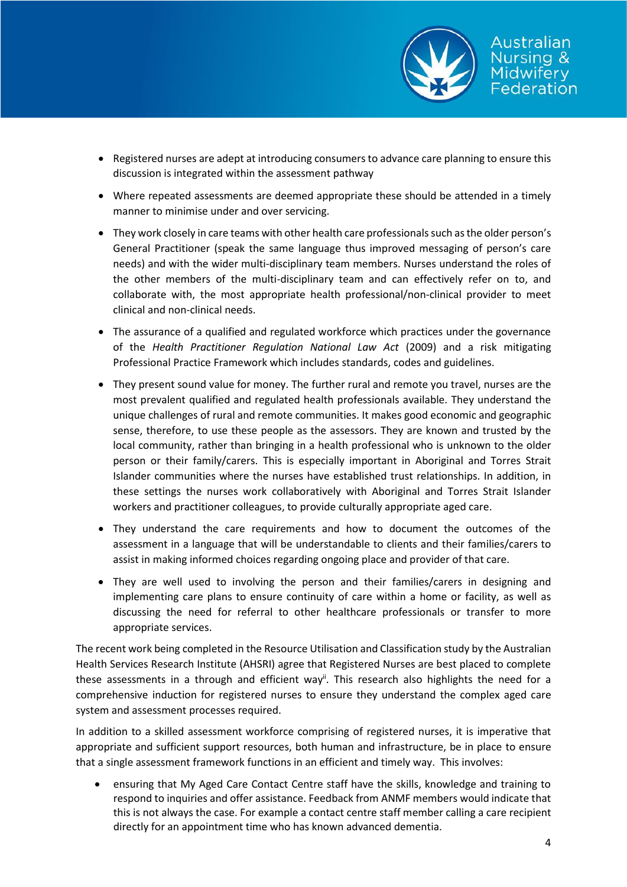- Registered nurses are adept at introducing consumers to advance care planning to ensure this discussion is integrated within the assessment pathway

- Where repeated assessments are deemed appropriate these should be attended in a timely manner to minimise under and over servicing.

- They work closely in care teams with other health care professionals such as the older person's General Practitioner (speak the same language thus improved messaging of person's care needs) and with the wider multi-disciplinary team members. Nurses understand the roles of the other members of the multi-disciplinary team and can effectively refer on to, and collaborate with, the most appropriate health professional/non-clinical provider to meet clinical and non-clinical needs.

- The assurance of a qualified and regulated workforce which practices under the governance of the *Health Practitioner Regulation National Law Act* (2009) and a risk mitigating Professional Practice Framework which includes standards, codes and guidelines.

- They present sound value for money. The further rural and remote you travel, nurses are the most prevalent qualified and regulated health professionals available. They understand the unique challenges of rural and remote communities. It makes good economic and geographic sense, therefore, to use these people as the assessors. They are known and trusted by the local community, rather than bringing in a health professional who is unknown to the older person or their family/carers. This is especially important in Aboriginal and Torres Strait Islander communities where the nurses have established trust relationships. In addition, in these settings the nurses work collaboratively with Aboriginal and Torres Strait Islander workers and practitioner colleagues, to provide culturally appropriate aged care.

- They understand the care requirements and how to document the outcomes of the assessment in a language that will be understandable to clients and their families/carers to assist in making informed choices regarding ongoing place and provider of that care.

- They are well used to involving the person and their families/carers in designing and implementing care plans to ensure continuity of care within a home or facility, as well as discussing the need for referral to other healthcare professionals or transfer to more appropriate services.

The recent work being completed in the Resource Utilisation and Classification study by the Australian Health Services Research Institute (AHSRI) agree that Registered Nurses are best placed to complete these assessments in a through and efficient way[ii]. This research also highlights the need for a comprehensive induction for registered nurses to ensure they understand the complex aged care system and assessment processes required.

In addition to a skilled assessment workforce comprising of registered nurses, it is imperative that appropriate and sufficient support resources, both human and infrastructure, be in place to ensure that a single assessment framework functions in an efficient and timely way. This involves:

- ensuring that My Aged Care Contact Centre staff have the skills, knowledge and training to respond to inquiries and offer assistance. Feedback from ANMF members would indicate that this is not always the case. For example a contact centre staff member calling a care recipient directly for an appointment time who has known advanced dementia.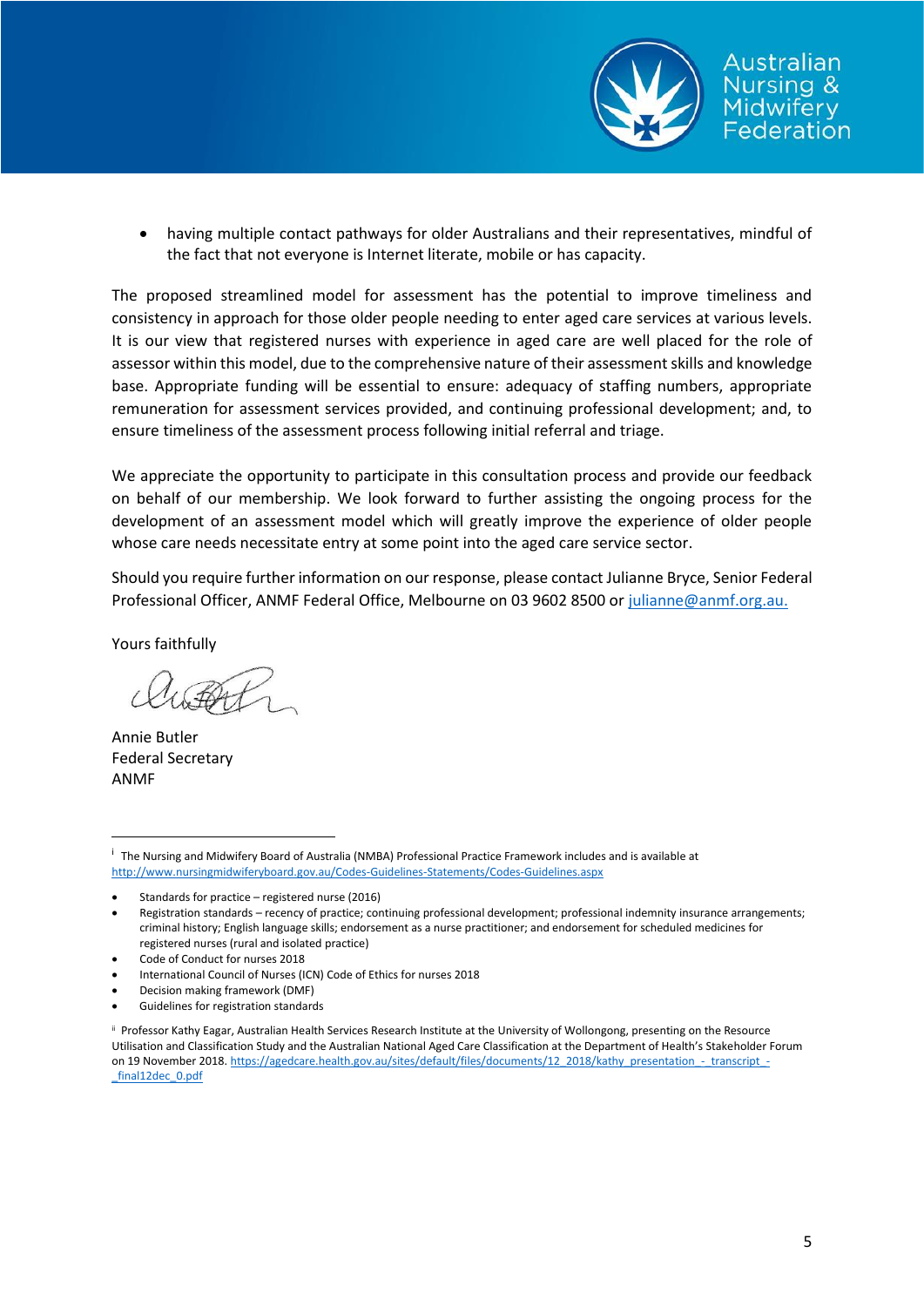- having multiple contact pathways for older Australians and their representatives, mindful of the fact that not everyone is Internet literate, mobile or has capacity.

The proposed streamlined model for assessment has the potential to improve timeliness and consistency in approach for those older people needing to enter aged care services at various levels. It is our view that registered nurses with experience in aged care are well placed for the role of assessor within this model, due to the comprehensive nature of their assessment skills and knowledge base. Appropriate funding will be essential to ensure: adequacy of staffing numbers, appropriate remuneration for assessment services provided, and continuing professional development; and, to ensure timeliness of the assessment process following initial referral and triage.

We appreciate the opportunity to participate in this consultation process and provide our feedback on behalf of our membership. We look forward to further assisting the ongoing process for the development of an assessment model which will greatly improve the experience of older people whose care needs necessitate entry at some point into the aged care service sector.

Should you require further information on our response, please contact Julianne Bryce, Senior Federal Professional Officer, ANMF Federal Office, Melbourne on 03 9602 8500 or julianne@anmf.org.au.

Yours faithfully

Annie Butler
Federal Secretary
ANMF

---

[i] The Nursing and Midwifery Board of Australia (NMBA) Professional Practice Framework includes and is available at http://www.nursingmidwiferyboard.gov.au/Codes-Guidelines-Statements/Codes-Guidelines.aspx

- Standards for practice – registered nurse (2016)
- Registration standards – recency of practice; continuing professional development; professional indemnity insurance arrangements; criminal history; English language skills; endorsement as a nurse practitioner; and endorsement for scheduled medicines for registered nurses (rural and isolated practice)
- Code of Conduct for nurses 2018
- International Council of Nurses (ICN) Code of Ethics for nurses 2018
- Decision making framework (DMF)
- Guidelines for registration standards

[ii] Professor Kathy Eagar, Australian Health Services Research Institute at the University of Wollongong, presenting on the Resource Utilisation and Classification Study and the Australian National Aged Care Classification at the Department of Health's Stakeholder Forum on 19 November 2018. https://agedcare.health.gov.au/sites/default/files/documents/12_2018/kathy_presentation_-_transcript_-_final12dec_0.pdf